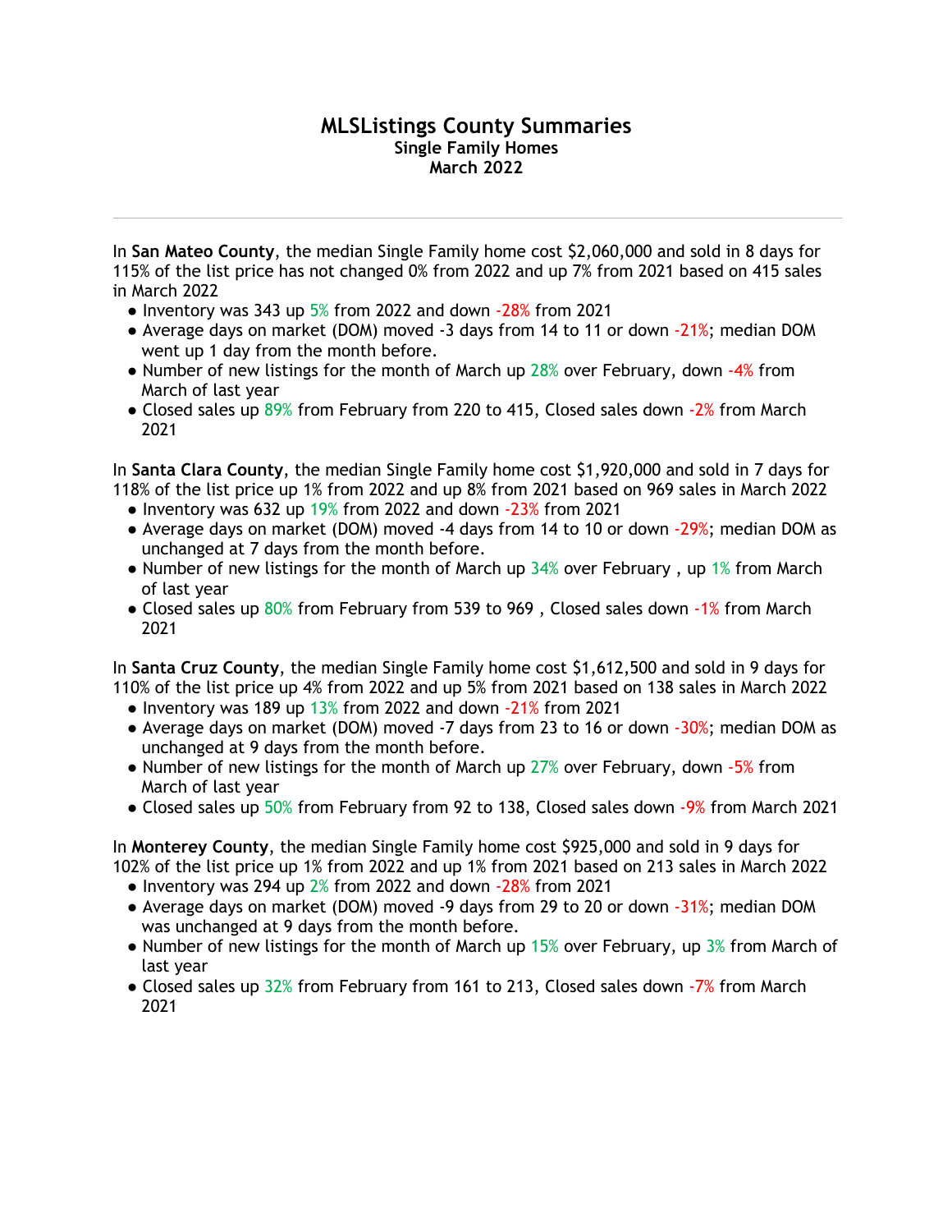# MLSListings County Summaries

### Single Family Homes
### March 2022

---

In **San Mateo County**, the median Single Family home cost $2,060,000 and sold in 8 days for 115% of the list price has not changed 0% from 2022 and up 7% from 2021 based on 415 sales in March 2022

- Inventory was 343 up 5% from 2022 and down -28% from 2021
- Average days on market (DOM) moved -3 days from 14 to 11 or down -21%; median DOM went up 1 day from the month before.
- Number of new listings for the month of March up 28% over February, down -4% from March of last year
- Closed sales up 89% from February from 220 to 415, Closed sales down -2% from March 2021

In **Santa Clara County**, the median Single Family home cost $1,920,000 and sold in 7 days for 118% of the list price up 1% from 2022 and up 8% from 2021 based on 969 sales in March 2022

- Inventory was 632 up 19% from 2022 and down -23% from 2021
- Average days on market (DOM) moved -4 days from 14 to 10 or down -29%; median DOM as unchanged at 7 days from the month before.
- Number of new listings for the month of March up 34% over February , up 1% from March of last year
- Closed sales up 80% from February from 539 to 969 , Closed sales down -1% from March 2021

In **Santa Cruz County**, the median Single Family home cost $1,612,500 and sold in 9 days for 110% of the list price up 4% from 2022 and up 5% from 2021 based on 138 sales in March 2022

- Inventory was 189 up 13% from 2022 and down -21% from 2021
- Average days on market (DOM) moved -7 days from 23 to 16 or down -30%; median DOM as unchanged at 9 days from the month before.
- Number of new listings for the month of March up 27% over February, down -5% from March of last year
- Closed sales up 50% from February from 92 to 138, Closed sales down -9% from March 2021

In **Monterey County**, the median Single Family home cost $925,000 and sold in 9 days for 102% of the list price up 1% from 2022 and up 1% from 2021 based on 213 sales in March 2022

- Inventory was 294 up 2% from 2022 and down -28% from 2021
- Average days on market (DOM) moved -9 days from 29 to 20 or down -31%; median DOM was unchanged at 9 days from the month before.
- Number of new listings for the month of March up 15% over February, up 3% from March of last year
- Closed sales up 32% from February from 161 to 213, Closed sales down -7% from March 2021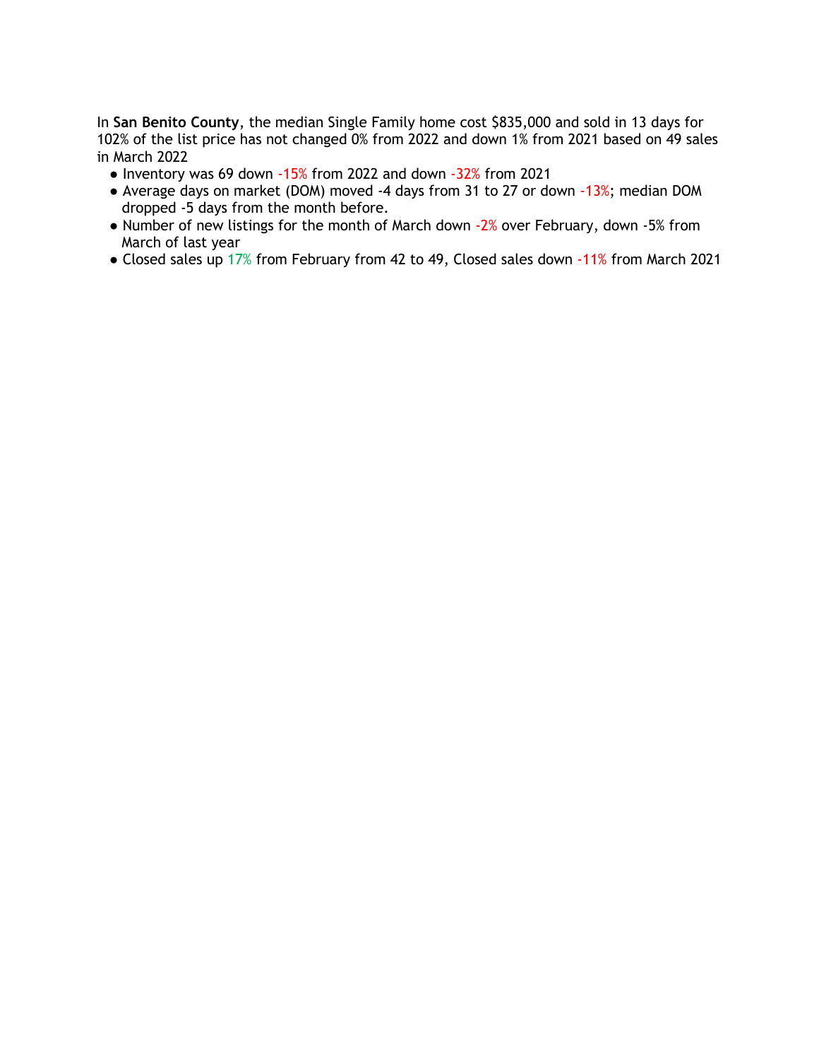In **San Benito County**, the median Single Family home cost $835,000 and sold in 13 days for 102% of the list price has not changed 0% from 2022 and down 1% from 2021 based on 49 sales in March 2022

- Inventory was 69 down -15% from 2022 and down -32% from 2021
- Average days on market (DOM) moved -4 days from 31 to 27 or down -13%; median DOM dropped -5 days from the month before.
- Number of new listings for the month of March down -2% over February, down -5% from March of last year
- Closed sales up 17% from February from 42 to 49, Closed sales down -11% from March 2021